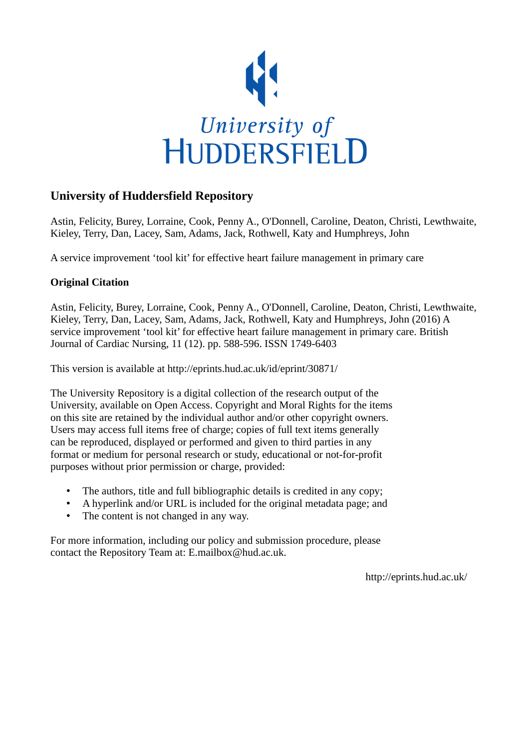University of
HUDDERSFIELD

## University of Huddersfield Repository

Astin, Felicity, Burey, Lorraine, Cook, Penny A., O'Donnell, Caroline, Deaton, Christi, Lewthwaite, Kieley, Terry, Dan, Lacey, Sam, Adams, Jack, Rothwell, Katy and Humphreys, John

A service improvement 'tool kit' for effective heart failure management in primary care

### Original Citation

Astin, Felicity, Burey, Lorraine, Cook, Penny A., O'Donnell, Caroline, Deaton, Christi, Lewthwaite, Kieley, Terry, Dan, Lacey, Sam, Adams, Jack, Rothwell, Katy and Humphreys, John (2016) A service improvement 'tool kit' for effective heart failure management in primary care. British Journal of Cardiac Nursing, 11 (12). pp. 588-596. ISSN 1749-6403

This version is available at http://eprints.hud.ac.uk/id/eprint/30871/

The University Repository is a digital collection of the research output of the University, available on Open Access. Copyright and Moral Rights for the items on this site are retained by the individual author and/or other copyright owners. Users may access full items free of charge; copies of full text items generally can be reproduced, displayed or performed and given to third parties in any format or medium for personal research or study, educational or not-for-profit purposes without prior permission or charge, provided:

- The authors, title and full bibliographic details is credited in any copy;
- A hyperlink and/or URL is included for the original metadata page; and
- The content is not changed in any way.

For more information, including our policy and submission procedure, please contact the Repository Team at: E.mailbox@hud.ac.uk.

http://eprints.hud.ac.uk/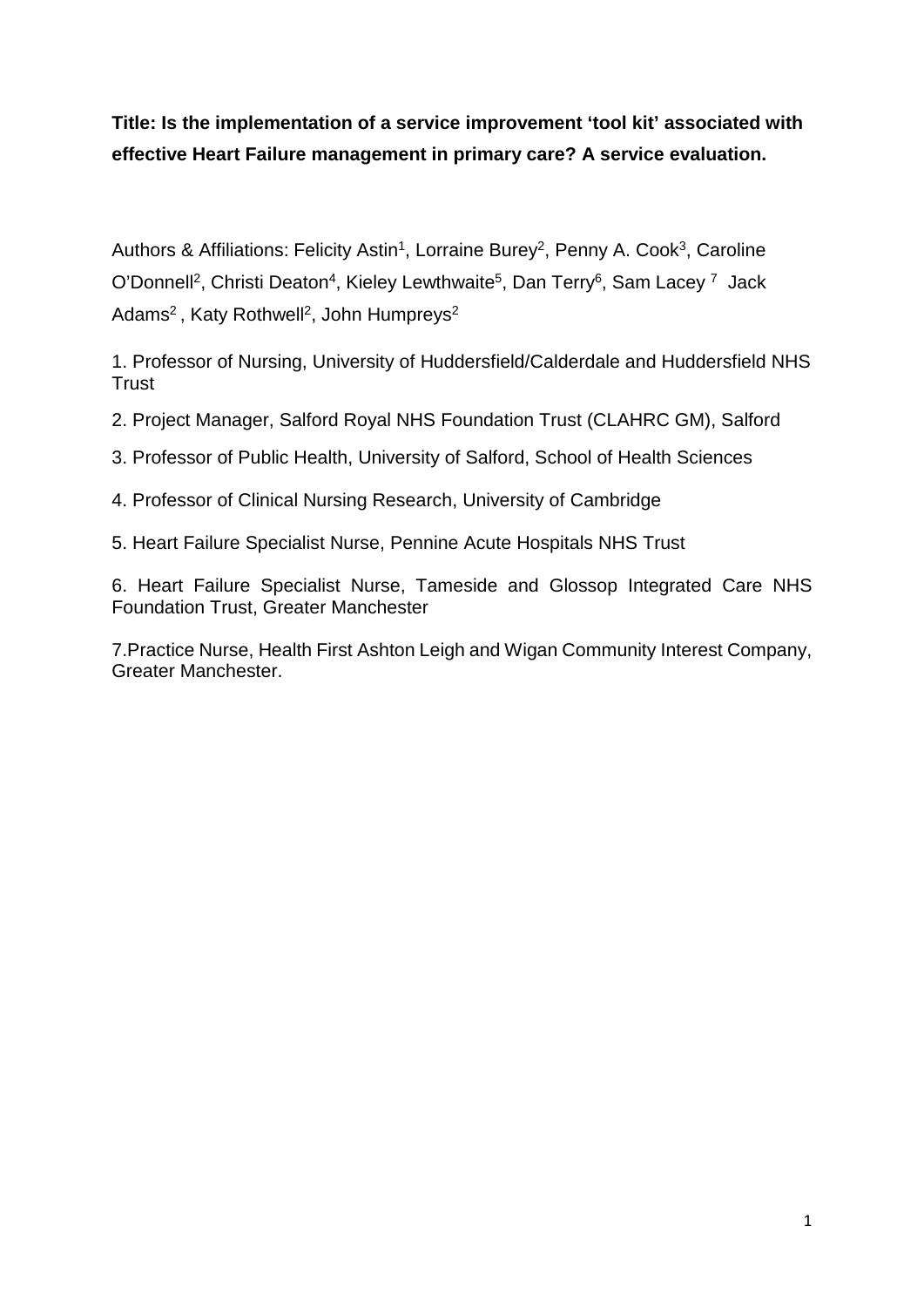**Title: Is the implementation of a service improvement 'tool kit' associated with effective Heart Failure management in primary care? A service evaluation.**

Authors & Affiliations: Felicity Astin[1], Lorraine Burey[2], Penny A. Cook[3], Caroline O'Donnell[2], Christi Deaton[4], Kieley Lewthwaite[5], Dan Terry[6], Sam Lacey [7] Jack Adams[2], Katy Rothwell[2], John Humpreys[2]

1. Professor of Nursing, University of Huddersfield/Calderdale and Huddersfield NHS Trust

2. Project Manager, Salford Royal NHS Foundation Trust (CLAHRC GM), Salford

3. Professor of Public Health, University of Salford, School of Health Sciences

4. Professor of Clinical Nursing Research, University of Cambridge

5. Heart Failure Specialist Nurse, Pennine Acute Hospitals NHS Trust

6. Heart Failure Specialist Nurse, Tameside and Glossop Integrated Care NHS Foundation Trust, Greater Manchester

7. Practice Nurse, Health First Ashton Leigh and Wigan Community Interest Company, Greater Manchester.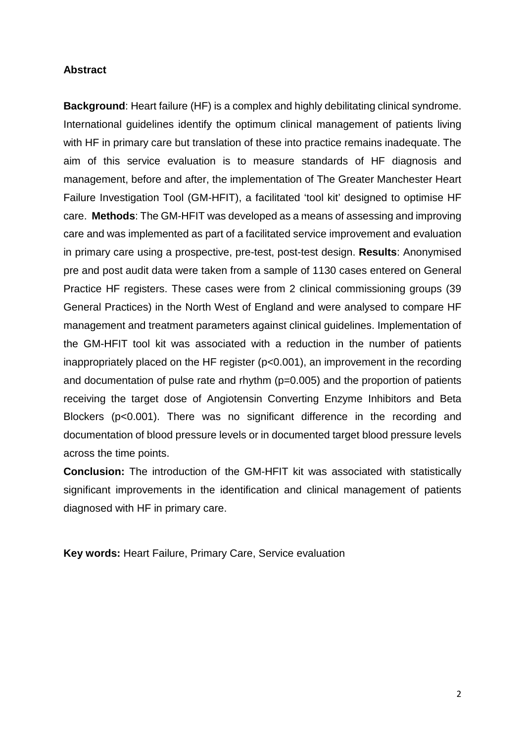**Abstract**

**Background**: Heart failure (HF) is a complex and highly debilitating clinical syndrome. International guidelines identify the optimum clinical management of patients living with HF in primary care but translation of these into practice remains inadequate. The aim of this service evaluation is to measure standards of HF diagnosis and management, before and after, the implementation of The Greater Manchester Heart Failure Investigation Tool (GM-HFIT), a facilitated 'tool kit' designed to optimise HF care. **Methods**: The GM-HFIT was developed as a means of assessing and improving care and was implemented as part of a facilitated service improvement and evaluation in primary care using a prospective, pre-test, post-test design. **Results**: Anonymised pre and post audit data were taken from a sample of 1130 cases entered on General Practice HF registers. These cases were from 2 clinical commissioning groups (39 General Practices) in the North West of England and were analysed to compare HF management and treatment parameters against clinical guidelines. Implementation of the GM-HFIT tool kit was associated with a reduction in the number of patients inappropriately placed on the HF register ($p<0.001$), an improvement in the recording and documentation of pulse rate and rhythm ($p=0.005$) and the proportion of patients receiving the target dose of Angiotensin Converting Enzyme Inhibitors and Beta Blockers ($p<0.001$). There was no significant difference in the recording and documentation of blood pressure levels or in documented target blood pressure levels across the time points.

**Conclusion:** The introduction of the GM-HFIT kit was associated with statistically significant improvements in the identification and clinical management of patients diagnosed with HF in primary care.

**Key words:** Heart Failure, Primary Care, Service evaluation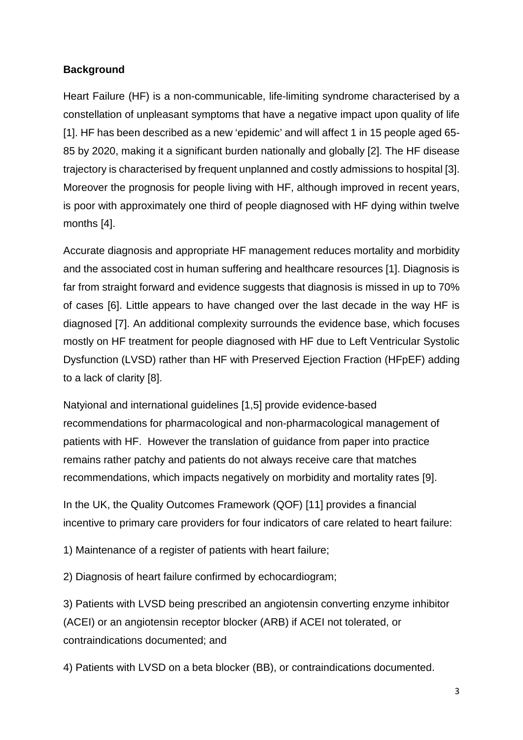**Background**

Heart Failure (HF) is a non-communicable, life-limiting syndrome characterised by a constellation of unpleasant symptoms that have a negative impact upon quality of life [1]. HF has been described as a new 'epidemic' and will affect 1 in 15 people aged 65-85 by 2020, making it a significant burden nationally and globally [2]. The HF disease trajectory is characterised by frequent unplanned and costly admissions to hospital [3]. Moreover the prognosis for people living with HF, although improved in recent years, is poor with approximately one third of people diagnosed with HF dying within twelve months [4].

Accurate diagnosis and appropriate HF management reduces mortality and morbidity and the associated cost in human suffering and healthcare resources [1]. Diagnosis is far from straight forward and evidence suggests that diagnosis is missed in up to 70% of cases [6]. Little appears to have changed over the last decade in the way HF is diagnosed [7]. An additional complexity surrounds the evidence base, which focuses mostly on HF treatment for people diagnosed with HF due to Left Ventricular Systolic Dysfunction (LVSD) rather than HF with Preserved Ejection Fraction (HFpEF) adding to a lack of clarity [8].

Natyional and international guidelines [1,5] provide evidence-based recommendations for pharmacological and non-pharmacological management of patients with HF. However the translation of guidance from paper into practice remains rather patchy and patients do not always receive care that matches recommendations, which impacts negatively on morbidity and mortality rates [9].

In the UK, the Quality Outcomes Framework (QOF) [11] provides a financial incentive to primary care providers for four indicators of care related to heart failure:

1) Maintenance of a register of patients with heart failure;

2) Diagnosis of heart failure confirmed by echocardiogram;

3) Patients with LVSD being prescribed an angiotensin converting enzyme inhibitor (ACEI) or an angiotensin receptor blocker (ARB) if ACEI not tolerated, or contraindications documented; and

4) Patients with LVSD on a beta blocker (BB), or contraindications documented.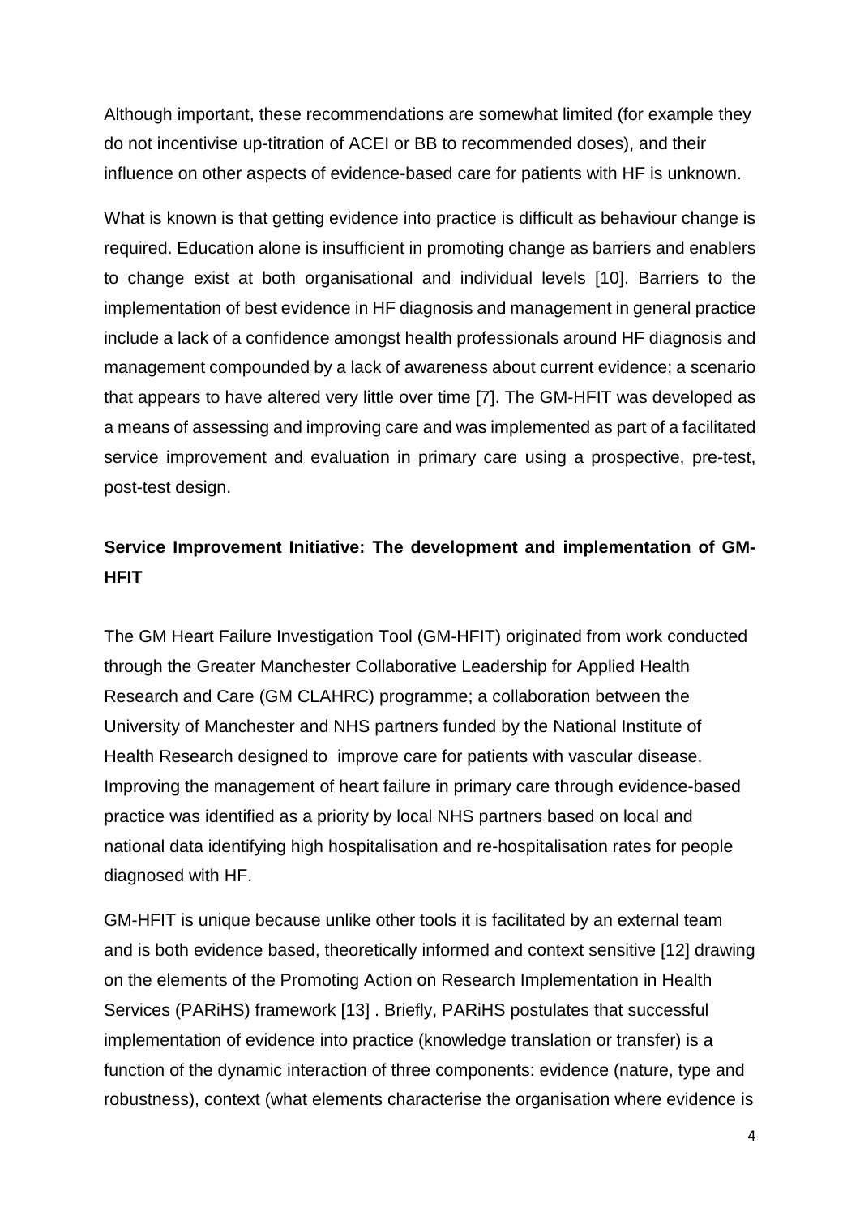Although important, these recommendations are somewhat limited (for example they do not incentivise up-titration of ACEI or BB to recommended doses), and their influence on other aspects of evidence-based care for patients with HF is unknown.

What is known is that getting evidence into practice is difficult as behaviour change is required. Education alone is insufficient in promoting change as barriers and enablers to change exist at both organisational and individual levels [10]. Barriers to the implementation of best evidence in HF diagnosis and management in general practice include a lack of a confidence amongst health professionals around HF diagnosis and management compounded by a lack of awareness about current evidence; a scenario that appears to have altered very little over time [7]. The GM-HFIT was developed as a means of assessing and improving care and was implemented as part of a facilitated service improvement and evaluation in primary care using a prospective, pre-test, post-test design.

## Service Improvement Initiative: The development and implementation of GM-HFIT

The GM Heart Failure Investigation Tool (GM-HFIT) originated from work conducted through the Greater Manchester Collaborative Leadership for Applied Health Research and Care (GM CLAHRC) programme; a collaboration between the University of Manchester and NHS partners funded by the National Institute of Health Research designed to improve care for patients with vascular disease. Improving the management of heart failure in primary care through evidence-based practice was identified as a priority by local NHS partners based on local and national data identifying high hospitalisation and re-hospitalisation rates for people diagnosed with HF.

GM-HFIT is unique because unlike other tools it is facilitated by an external team and is both evidence based, theoretically informed and context sensitive [12] drawing on the elements of the Promoting Action on Research Implementation in Health Services (PARiHS) framework [13] . Briefly, PARiHS postulates that successful implementation of evidence into practice (knowledge translation or transfer) is a function of the dynamic interaction of three components: evidence (nature, type and robustness), context (what elements characterise the organisation where evidence is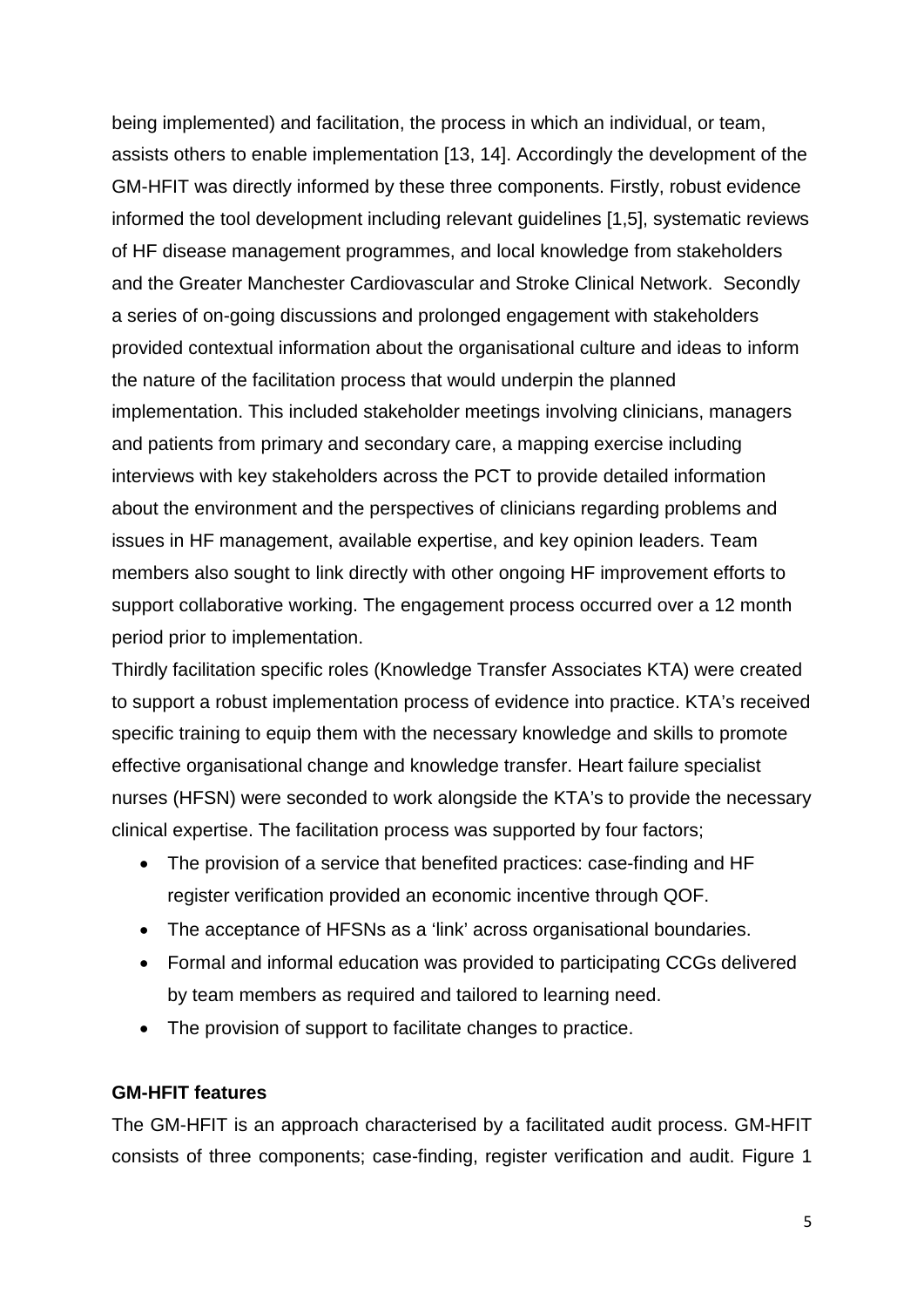being implemented) and facilitation, the process in which an individual, or team, assists others to enable implementation [13, 14]. Accordingly the development of the GM-HFIT was directly informed by these three components. Firstly, robust evidence informed the tool development including relevant guidelines [1,5], systematic reviews of HF disease management programmes, and local knowledge from stakeholders and the Greater Manchester Cardiovascular and Stroke Clinical Network. Secondly a series of on-going discussions and prolonged engagement with stakeholders provided contextual information about the organisational culture and ideas to inform the nature of the facilitation process that would underpin the planned implementation. This included stakeholder meetings involving clinicians, managers and patients from primary and secondary care, a mapping exercise including interviews with key stakeholders across the PCT to provide detailed information about the environment and the perspectives of clinicians regarding problems and issues in HF management, available expertise, and key opinion leaders. Team members also sought to link directly with other ongoing HF improvement efforts to support collaborative working. The engagement process occurred over a 12 month period prior to implementation.

Thirdly facilitation specific roles (Knowledge Transfer Associates KTA) were created to support a robust implementation process of evidence into practice. KTA's received specific training to equip them with the necessary knowledge and skills to promote effective organisational change and knowledge transfer. Heart failure specialist nurses (HFSN) were seconded to work alongside the KTA's to provide the necessary clinical expertise. The facilitation process was supported by four factors;

- The provision of a service that benefited practices: case-finding and HF register verification provided an economic incentive through QOF.
- The acceptance of HFSNs as a 'link' across organisational boundaries.
- Formal and informal education was provided to participating CCGs delivered by team members as required and tailored to learning need.
- The provision of support to facilitate changes to practice.

**GM-HFIT features**

The GM-HFIT is an approach characterised by a facilitated audit process. GM-HFIT consists of three components; case-finding, register verification and audit. Figure 1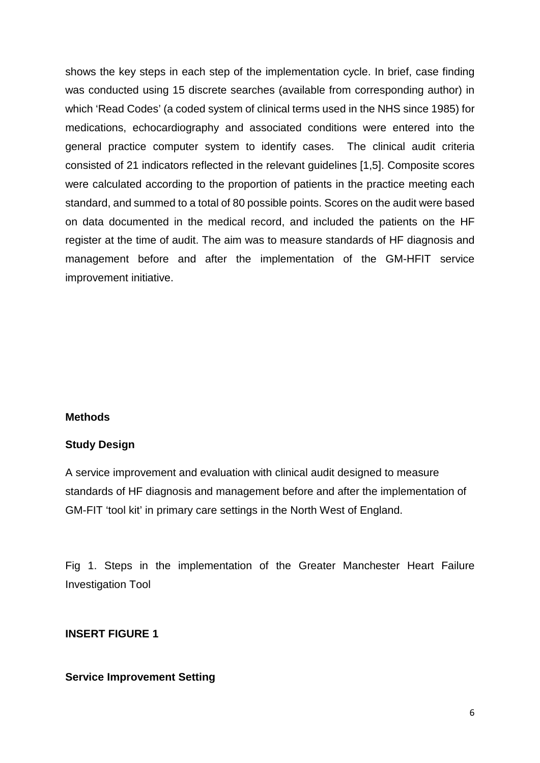shows the key steps in each step of the implementation cycle. In brief, case finding was conducted using 15 discrete searches (available from corresponding author) in which 'Read Codes' (a coded system of clinical terms used in the NHS since 1985) for medications, echocardiography and associated conditions were entered into the general practice computer system to identify cases. The clinical audit criteria consisted of 21 indicators reflected in the relevant guidelines [1,5]. Composite scores were calculated according to the proportion of patients in the practice meeting each standard, and summed to a total of 80 possible points. Scores on the audit were based on data documented in the medical record, and included the patients on the HF register at the time of audit. The aim was to measure standards of HF diagnosis and management before and after the implementation of the GM-HFIT service improvement initiative.

## Methods

### Study Design

A service improvement and evaluation with clinical audit designed to measure standards of HF diagnosis and management before and after the implementation of GM-FIT 'tool kit' in primary care settings in the North West of England.

Fig 1. Steps in the implementation of the Greater Manchester Heart Failure Investigation Tool

**INSERT FIGURE 1**

### Service Improvement Setting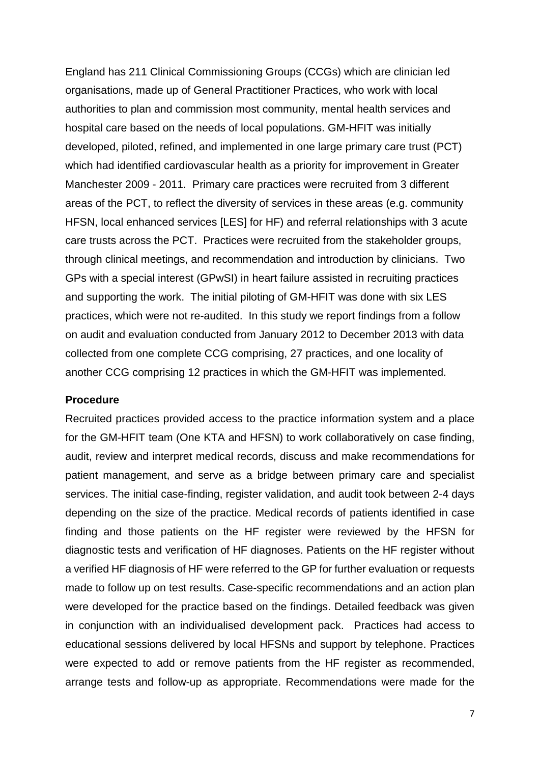England has 211 Clinical Commissioning Groups (CCGs) which are clinician led organisations, made up of General Practitioner Practices, who work with local authorities to plan and commission most community, mental health services and hospital care based on the needs of local populations. GM-HFIT was initially developed, piloted, refined, and implemented in one large primary care trust (PCT) which had identified cardiovascular health as a priority for improvement in Greater Manchester 2009 - 2011. Primary care practices were recruited from 3 different areas of the PCT, to reflect the diversity of services in these areas (e.g. community HFSN, local enhanced services [LES] for HF) and referral relationships with 3 acute care trusts across the PCT. Practices were recruited from the stakeholder groups, through clinical meetings, and recommendation and introduction by clinicians. Two GPs with a special interest (GPwSI) in heart failure assisted in recruiting practices and supporting the work. The initial piloting of GM-HFIT was done with six LES practices, which were not re-audited. In this study we report findings from a follow on audit and evaluation conducted from January 2012 to December 2013 with data collected from one complete CCG comprising, 27 practices, and one locality of another CCG comprising 12 practices in which the GM-HFIT was implemented.

**Procedure**

Recruited practices provided access to the practice information system and a place for the GM-HFIT team (One KTA and HFSN) to work collaboratively on case finding, audit, review and interpret medical records, discuss and make recommendations for patient management, and serve as a bridge between primary care and specialist services. The initial case-finding, register validation, and audit took between 2-4 days depending on the size of the practice. Medical records of patients identified in case finding and those patients on the HF register were reviewed by the HFSN for diagnostic tests and verification of HF diagnoses. Patients on the HF register without a verified HF diagnosis of HF were referred to the GP for further evaluation or requests made to follow up on test results. Case-specific recommendations and an action plan were developed for the practice based on the findings. Detailed feedback was given in conjunction with an individualised development pack. Practices had access to educational sessions delivered by local HFSNs and support by telephone. Practices were expected to add or remove patients from the HF register as recommended, arrange tests and follow-up as appropriate. Recommendations were made for the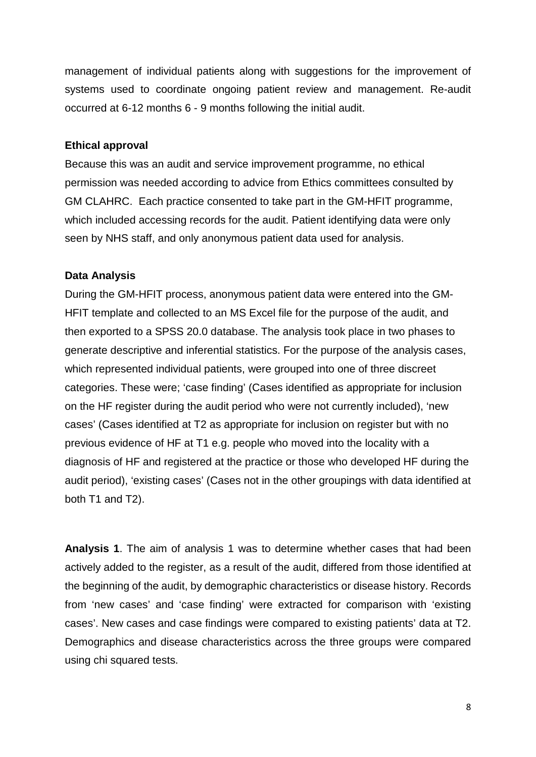management of individual patients along with suggestions for the improvement of systems used to coordinate ongoing patient review and management. Re-audit occurred at 6-12 months 6 - 9 months following the initial audit.

**Ethical approval**

Because this was an audit and service improvement programme, no ethical permission was needed according to advice from Ethics committees consulted by GM CLAHRC. Each practice consented to take part in the GM-HFIT programme, which included accessing records for the audit. Patient identifying data were only seen by NHS staff, and only anonymous patient data used for analysis.

**Data Analysis**

During the GM-HFIT process, anonymous patient data were entered into the GM-HFIT template and collected to an MS Excel file for the purpose of the audit, and then exported to a SPSS 20.0 database. The analysis took place in two phases to generate descriptive and inferential statistics. For the purpose of the analysis cases, which represented individual patients, were grouped into one of three discreet categories. These were; 'case finding' (Cases identified as appropriate for inclusion on the HF register during the audit period who were not currently included), 'new cases' (Cases identified at T2 as appropriate for inclusion on register but with no previous evidence of HF at T1 e.g. people who moved into the locality with a diagnosis of HF and registered at the practice or those who developed HF during the audit period), 'existing cases' (Cases not in the other groupings with data identified at both T1 and T2).

**Analysis 1**. The aim of analysis 1 was to determine whether cases that had been actively added to the register, as a result of the audit, differed from those identified at the beginning of the audit, by demographic characteristics or disease history. Records from 'new cases' and 'case finding' were extracted for comparison with 'existing cases'. New cases and case findings were compared to existing patients' data at T2. Demographics and disease characteristics across the three groups were compared using chi squared tests.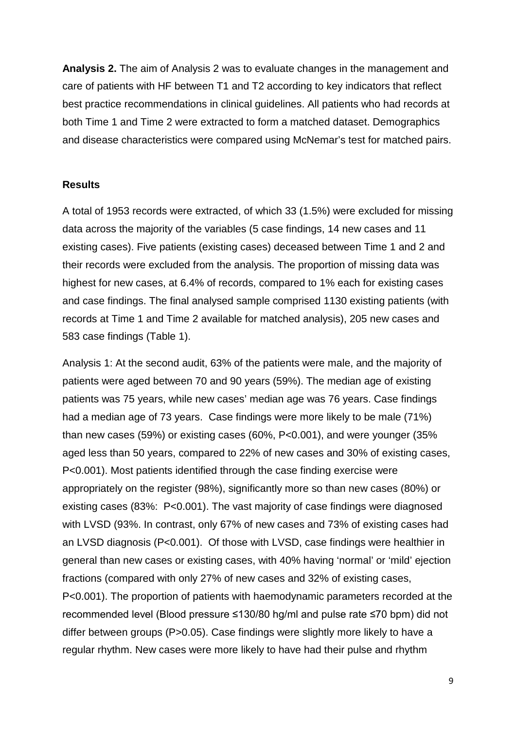**Analysis 2.** The aim of Analysis 2 was to evaluate changes in the management and care of patients with HF between T1 and T2 according to key indicators that reflect best practice recommendations in clinical guidelines. All patients who had records at both Time 1 and Time 2 were extracted to form a matched dataset. Demographics and disease characteristics were compared using McNemar's test for matched pairs.

## Results

A total of 1953 records were extracted, of which 33 (1.5%) were excluded for missing data across the majority of the variables (5 case findings, 14 new cases and 11 existing cases). Five patients (existing cases) deceased between Time 1 and 2 and their records were excluded from the analysis. The proportion of missing data was highest for new cases, at 6.4% of records, compared to 1% each for existing cases and case findings. The final analysed sample comprised 1130 existing patients (with records at Time 1 and Time 2 available for matched analysis), 205 new cases and 583 case findings (Table 1).

Analysis 1: At the second audit, 63% of the patients were male, and the majority of patients were aged between 70 and 90 years (59%). The median age of existing patients was 75 years, while new cases' median age was 76 years. Case findings had a median age of 73 years. Case findings were more likely to be male (71%) than new cases (59%) or existing cases (60%, P<0.001), and were younger (35% aged less than 50 years, compared to 22% of new cases and 30% of existing cases, P<0.001). Most patients identified through the case finding exercise were appropriately on the register (98%), significantly more so than new cases (80%) or existing cases (83%: P<0.001). The vast majority of case findings were diagnosed with LVSD (93%. In contrast, only 67% of new cases and 73% of existing cases had an LVSD diagnosis (P<0.001). Of those with LVSD, case findings were healthier in general than new cases or existing cases, with 40% having 'normal' or 'mild' ejection fractions (compared with only 27% of new cases and 32% of existing cases, P<0.001). The proportion of patients with haemodynamic parameters recorded at the recommended level (Blood pressure ≤130/80 hg/ml and pulse rate ≤70 bpm) did not differ between groups (P>0.05). Case findings were slightly more likely to have a regular rhythm. New cases were more likely to have had their pulse and rhythm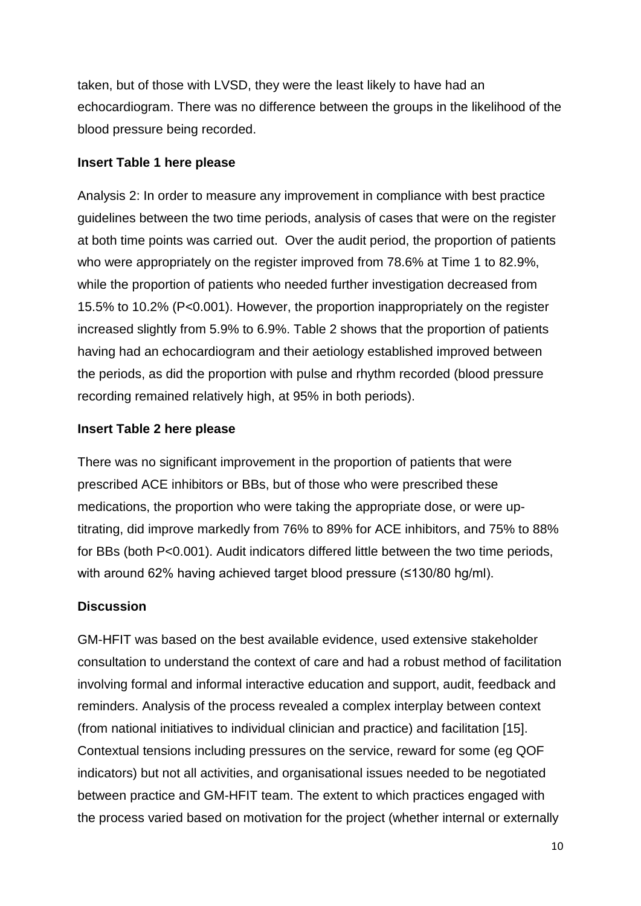taken, but of those with LVSD, they were the least likely to have had an echocardiogram. There was no difference between the groups in the likelihood of the blood pressure being recorded.

**Insert Table 1 here please**

Analysis 2: In order to measure any improvement in compliance with best practice guidelines between the two time periods, analysis of cases that were on the register at both time points was carried out. Over the audit period, the proportion of patients who were appropriately on the register improved from 78.6% at Time 1 to 82.9%, while the proportion of patients who needed further investigation decreased from 15.5% to 10.2% (P<0.001). However, the proportion inappropriately on the register increased slightly from 5.9% to 6.9%. Table 2 shows that the proportion of patients having had an echocardiogram and their aetiology established improved between the periods, as did the proportion with pulse and rhythm recorded (blood pressure recording remained relatively high, at 95% in both periods).

**Insert Table 2 here please**

There was no significant improvement in the proportion of patients that were prescribed ACE inhibitors or BBs, but of those who were prescribed these medications, the proportion who were taking the appropriate dose, or were up-titrating, did improve markedly from 76% to 89% for ACE inhibitors, and 75% to 88% for BBs (both P<0.001). Audit indicators differed little between the two time periods, with around 62% having achieved target blood pressure (≤130/80 hg/ml).

## Discussion

GM-HFIT was based on the best available evidence, used extensive stakeholder consultation to understand the context of care and had a robust method of facilitation involving formal and informal interactive education and support, audit, feedback and reminders. Analysis of the process revealed a complex interplay between context (from national initiatives to individual clinician and practice) and facilitation [15]. Contextual tensions including pressures on the service, reward for some (eg QOF indicators) but not all activities, and organisational issues needed to be negotiated between practice and GM-HFIT team. The extent to which practices engaged with the process varied based on motivation for the project (whether internal or externally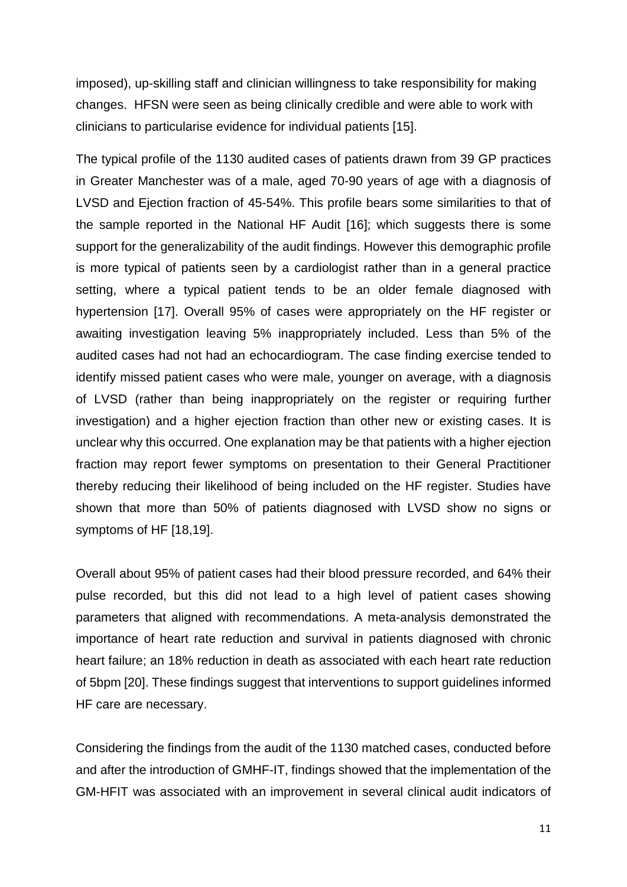imposed), up-skilling staff and clinician willingness to take responsibility for making changes. HFSN were seen as being clinically credible and were able to work with clinicians to particularise evidence for individual patients [15].

The typical profile of the 1130 audited cases of patients drawn from 39 GP practices in Greater Manchester was of a male, aged 70-90 years of age with a diagnosis of LVSD and Ejection fraction of 45-54%. This profile bears some similarities to that of the sample reported in the National HF Audit [16]; which suggests there is some support for the generalizability of the audit findings. However this demographic profile is more typical of patients seen by a cardiologist rather than in a general practice setting, where a typical patient tends to be an older female diagnosed with hypertension [17]. Overall 95% of cases were appropriately on the HF register or awaiting investigation leaving 5% inappropriately included. Less than 5% of the audited cases had not had an echocardiogram. The case finding exercise tended to identify missed patient cases who were male, younger on average, with a diagnosis of LVSD (rather than being inappropriately on the register or requiring further investigation) and a higher ejection fraction than other new or existing cases. It is unclear why this occurred. One explanation may be that patients with a higher ejection fraction may report fewer symptoms on presentation to their General Practitioner thereby reducing their likelihood of being included on the HF register. Studies have shown that more than 50% of patients diagnosed with LVSD show no signs or symptoms of HF [18,19].

Overall about 95% of patient cases had their blood pressure recorded, and 64% their pulse recorded, but this did not lead to a high level of patient cases showing parameters that aligned with recommendations. A meta-analysis demonstrated the importance of heart rate reduction and survival in patients diagnosed with chronic heart failure; an 18% reduction in death as associated with each heart rate reduction of 5bpm [20]. These findings suggest that interventions to support guidelines informed HF care are necessary.

Considering the findings from the audit of the 1130 matched cases, conducted before and after the introduction of GMHF-IT, findings showed that the implementation of the GM-HFIT was associated with an improvement in several clinical audit indicators of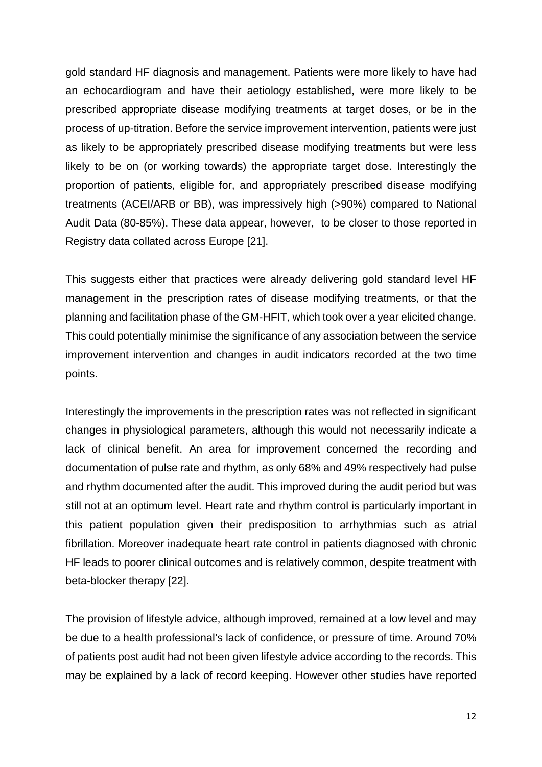gold standard HF diagnosis and management. Patients were more likely to have had an echocardiogram and have their aetiology established, were more likely to be prescribed appropriate disease modifying treatments at target doses, or be in the process of up-titration. Before the service improvement intervention, patients were just as likely to be appropriately prescribed disease modifying treatments but were less likely to be on (or working towards) the appropriate target dose. Interestingly the proportion of patients, eligible for, and appropriately prescribed disease modifying treatments (ACEI/ARB or BB), was impressively high (>90%) compared to National Audit Data (80-85%). These data appear, however, to be closer to those reported in Registry data collated across Europe [21].

This suggests either that practices were already delivering gold standard level HF management in the prescription rates of disease modifying treatments, or that the planning and facilitation phase of the GM-HFIT, which took over a year elicited change. This could potentially minimise the significance of any association between the service improvement intervention and changes in audit indicators recorded at the two time points.

Interestingly the improvements in the prescription rates was not reflected in significant changes in physiological parameters, although this would not necessarily indicate a lack of clinical benefit. An area for improvement concerned the recording and documentation of pulse rate and rhythm, as only 68% and 49% respectively had pulse and rhythm documented after the audit. This improved during the audit period but was still not at an optimum level. Heart rate and rhythm control is particularly important in this patient population given their predisposition to arrhythmias such as atrial fibrillation. Moreover inadequate heart rate control in patients diagnosed with chronic HF leads to poorer clinical outcomes and is relatively common, despite treatment with beta-blocker therapy [22].

The provision of lifestyle advice, although improved, remained at a low level and may be due to a health professional's lack of confidence, or pressure of time. Around 70% of patients post audit had not been given lifestyle advice according to the records. This may be explained by a lack of record keeping. However other studies have reported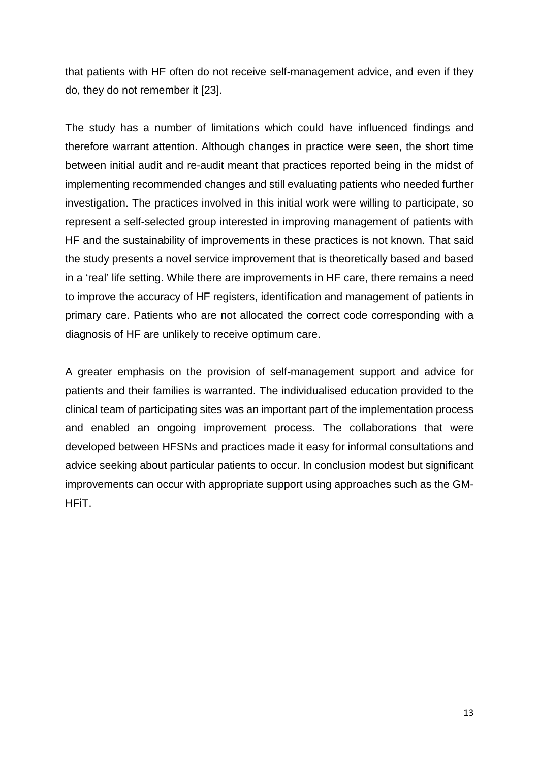that patients with HF often do not receive self-management advice, and even if they do, they do not remember it [23].

The study has a number of limitations which could have influenced findings and therefore warrant attention. Although changes in practice were seen, the short time between initial audit and re-audit meant that practices reported being in the midst of implementing recommended changes and still evaluating patients who needed further investigation. The practices involved in this initial work were willing to participate, so represent a self-selected group interested in improving management of patients with HF and the sustainability of improvements in these practices is not known. That said the study presents a novel service improvement that is theoretically based and based in a 'real' life setting. While there are improvements in HF care, there remains a need to improve the accuracy of HF registers, identification and management of patients in primary care. Patients who are not allocated the correct code corresponding with a diagnosis of HF are unlikely to receive optimum care.

A greater emphasis on the provision of self-management support and advice for patients and their families is warranted. The individualised education provided to the clinical team of participating sites was an important part of the implementation process and enabled an ongoing improvement process. The collaborations that were developed between HFSNs and practices made it easy for informal consultations and advice seeking about particular patients to occur. In conclusion modest but significant improvements can occur with appropriate support using approaches such as the GM-HFiT.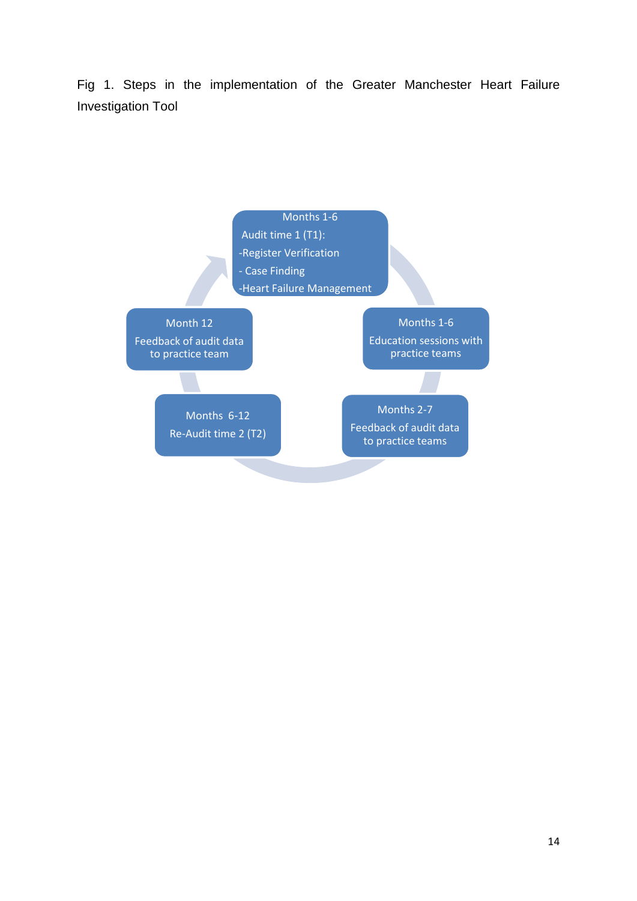Fig 1. Steps in the implementation of the Greater Manchester Heart Failure Investigation Tool

Months 1-6
Audit time 1 (T1):
-Register Verification
- Case Finding
-Heart Failure Management

Months 1-6
Education sessions with practice teams

Months 2-7
Feedback of audit data to practice teams

Months 6-12
Re-Audit time 2 (T2)

Month 12
Feedback of audit data to practice team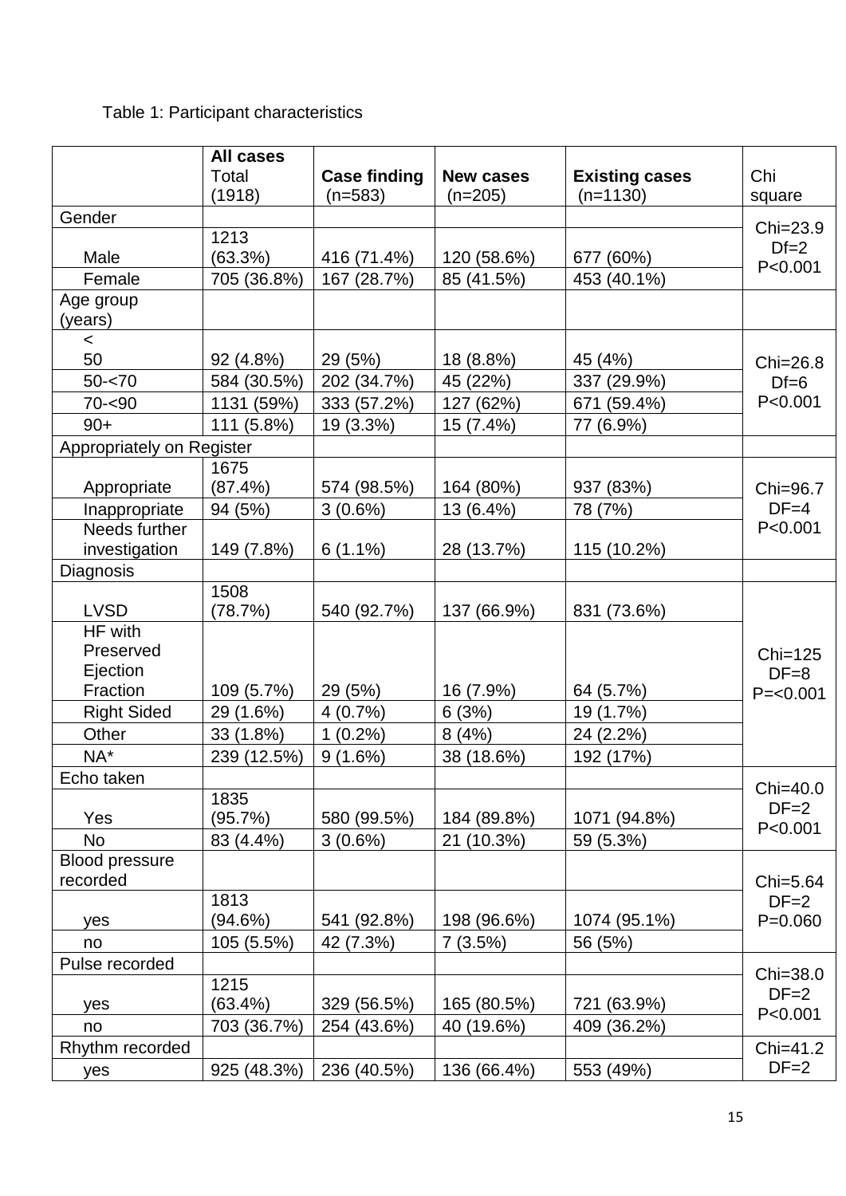Table 1: Participant characteristics

| | **All cases** Total (1918) | **Case finding** (n=583) | **New cases** (n=205) | **Existing cases** (n=1130) | Chi square |
|---|---|---|---|---|---|
| Gender | | | | | Chi=23.9 Df=2 P<0.001 |
| Male | 1213 (63.3%) | 416 (71.4%) | 120 (58.6%) | 677 (60%) | |
| Female | 705 (36.8%) | 167 (28.7%) | 85 (41.5%) | 453 (40.1%) | |
| Age group (years) | | | | | |
| < 50 | 92 (4.8%) | 29 (5%) | 18 (8.8%) | 45 (4%) | Chi=26.8 Df=6 P<0.001 |
| 50-<70 | 584 (30.5%) | 202 (34.7%) | 45 (22%) | 337 (29.9%) | |
| 70-<90 | 1131 (59%) | 333 (57.2%) | 127 (62%) | 671 (59.4%) | |
| 90+ | 111 (5.8%) | 19 (3.3%) | 15 (7.4%) | 77 (6.9%) | |
| Appropriately on Register | | | | | |
| Appropriate | 1675 (87.4%) | 574 (98.5%) | 164 (80%) | 937 (83%) | Chi=96.7 DF=4 P<0.001 |
| Inappropriate | 94 (5%) | 3 (0.6%) | 13 (6.4%) | 78 (7%) | |
| Needs further investigation | 149 (7.8%) | 6 (1.1%) | 28 (13.7%) | 115 (10.2%) | |
| Diagnosis | | | | | |
| LVSD | 1508 (78.7%) | 540 (92.7%) | 137 (66.9%) | 831 (73.6%) | Chi=125 DF=8 P=<0.001 |
| HF with Preserved Ejection Fraction | 109 (5.7%) | 29 (5%) | 16 (7.9%) | 64 (5.7%) | |
| Right Sided | 29 (1.6%) | 4 (0.7%) | 6 (3%) | 19 (1.7%) | |
| Other | 33 (1.8%) | 1 (0.2%) | 8 (4%) | 24 (2.2%) | |
| NA* | 239 (12.5%) | 9 (1.6%) | 38 (18.6%) | 192 (17%) | |
| Echo taken | | | | | Chi=40.0 DF=2 P<0.001 |
| Yes | 1835 (95.7%) | 580 (99.5%) | 184 (89.8%) | 1071 (94.8%) | |
| No | 83 (4.4%) | 3 (0.6%) | 21 (10.3%) | 59 (5.3%) | |
| Blood pressure recorded | | | | | Chi=5.64 DF=2 P=0.060 |
| yes | 1813 (94.6%) | 541 (92.8%) | 198 (96.6%) | 1074 (95.1%) | |
| no | 105 (5.5%) | 42 (7.3%) | 7 (3.5%) | 56 (5%) | |
| Pulse recorded | | | | | Chi=38.0 DF=2 P<0.001 |
| yes | 1215 (63.4%) | 329 (56.5%) | 165 (80.5%) | 721 (63.9%) | |
| no | 703 (36.7%) | 254 (43.6%) | 40 (19.6%) | 409 (36.2%) | |
| Rhythm recorded | | | | | Chi=41.2 DF=2 |
| yes | 925 (48.3%) | 236 (40.5%) | 136 (66.4%) | 553 (49%) | |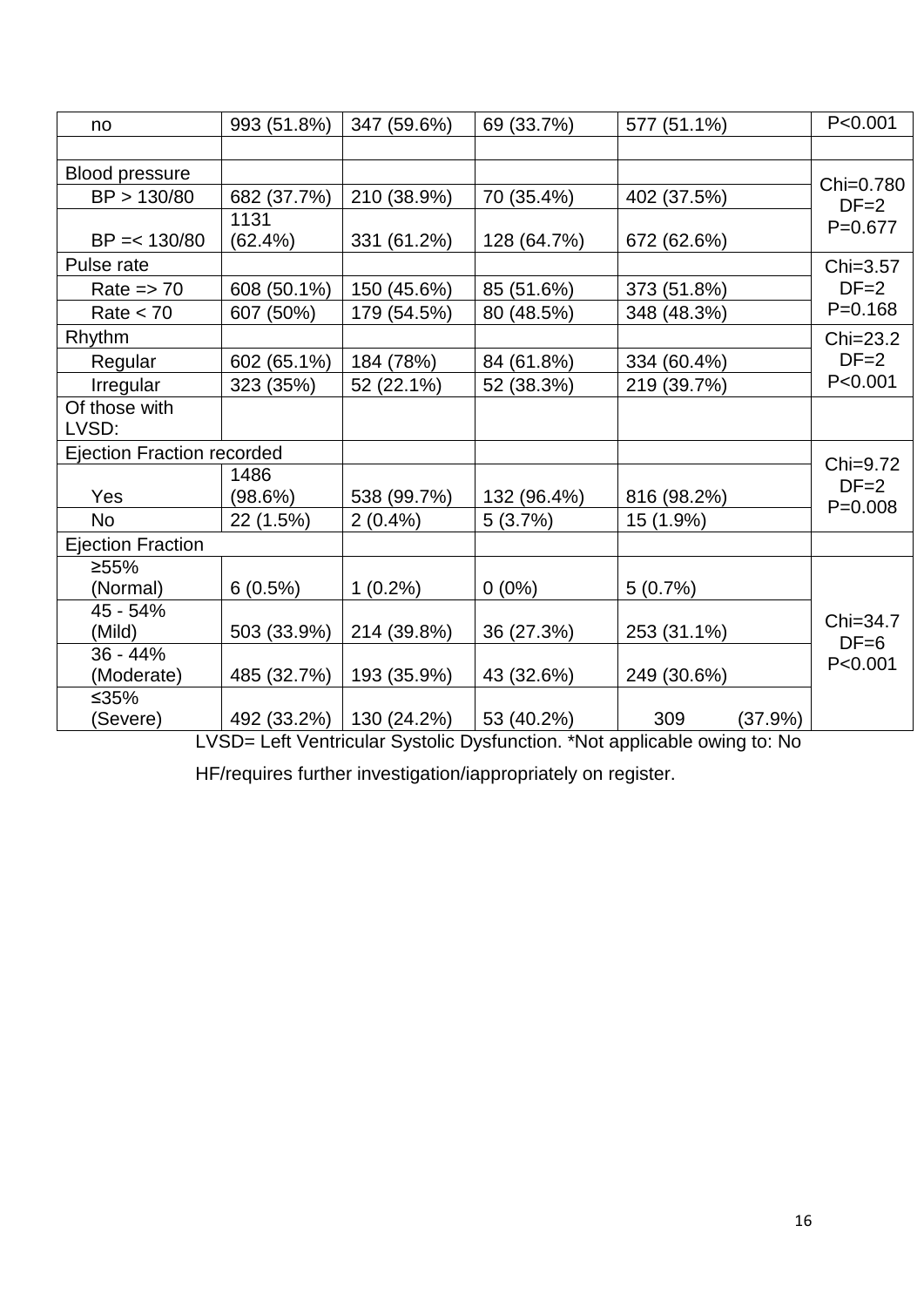| | | | | | |
|---|---|---|---|---|---|
| no | 993 (51.8%) | 347 (59.6%) | 69 (33.7%) | 577 (51.1%) | P<0.001 |
| | | | | | |
| Blood pressure | | | | | Chi=0.780 DF=2 P=0.677 |
| BP > 130/80 | 682 (37.7%) | 210 (38.9%) | 70 (35.4%) | 402 (37.5%) | |
| BP =< 130/80 | 1131 (62.4%) | 331 (61.2%) | 128 (64.7%) | 672 (62.6%) | |
| Pulse rate | | | | | Chi=3.57 DF=2 P=0.168 |
| Rate => 70 | 608 (50.1%) | 150 (45.6%) | 85 (51.6%) | 373 (51.8%) | |
| Rate < 70 | 607 (50%) | 179 (54.5%) | 80 (48.5%) | 348 (48.3%) | |
| Rhythm | | | | | Chi=23.2 DF=2 P<0.001 |
| Regular | 602 (65.1%) | 184 (78%) | 84 (61.8%) | 334 (60.4%) | |
| Irregular | 323 (35%) | 52 (22.1%) | 52 (38.3%) | 219 (39.7%) | |
| Of those with LVSD: | | | | | |
| Ejection Fraction recorded | | | | | Chi=9.72 DF=2 P=0.008 |
| Yes | 1486 (98.6%) | 538 (99.7%) | 132 (96.4%) | 816 (98.2%) | |
| No | 22 (1.5%) | 2 (0.4%) | 5 (3.7%) | 15 (1.9%) | |
| Ejection Fraction | | | | | |
| ≥55% (Normal) | 6 (0.5%) | 1 (0.2%) | 0 (0%) | 5 (0.7%) | Chi=34.7 DF=6 P<0.001 |
| 45 - 54% (Mild) | 503 (33.9%) | 214 (39.8%) | 36 (27.3%) | 253 (31.1%) | |
| 36 - 44% (Moderate) | 485 (32.7%) | 193 (35.9%) | 43 (32.6%) | 249 (30.6%) | |
| ≤35% (Severe) | 492 (33.2%) | 130 (24.2%) | 53 (40.2%) | 309 (37.9%) | |

LVSD= Left Ventricular Systolic Dysfunction. *Not applicable owing to: No HF/requires further investigation/iappropriately on register.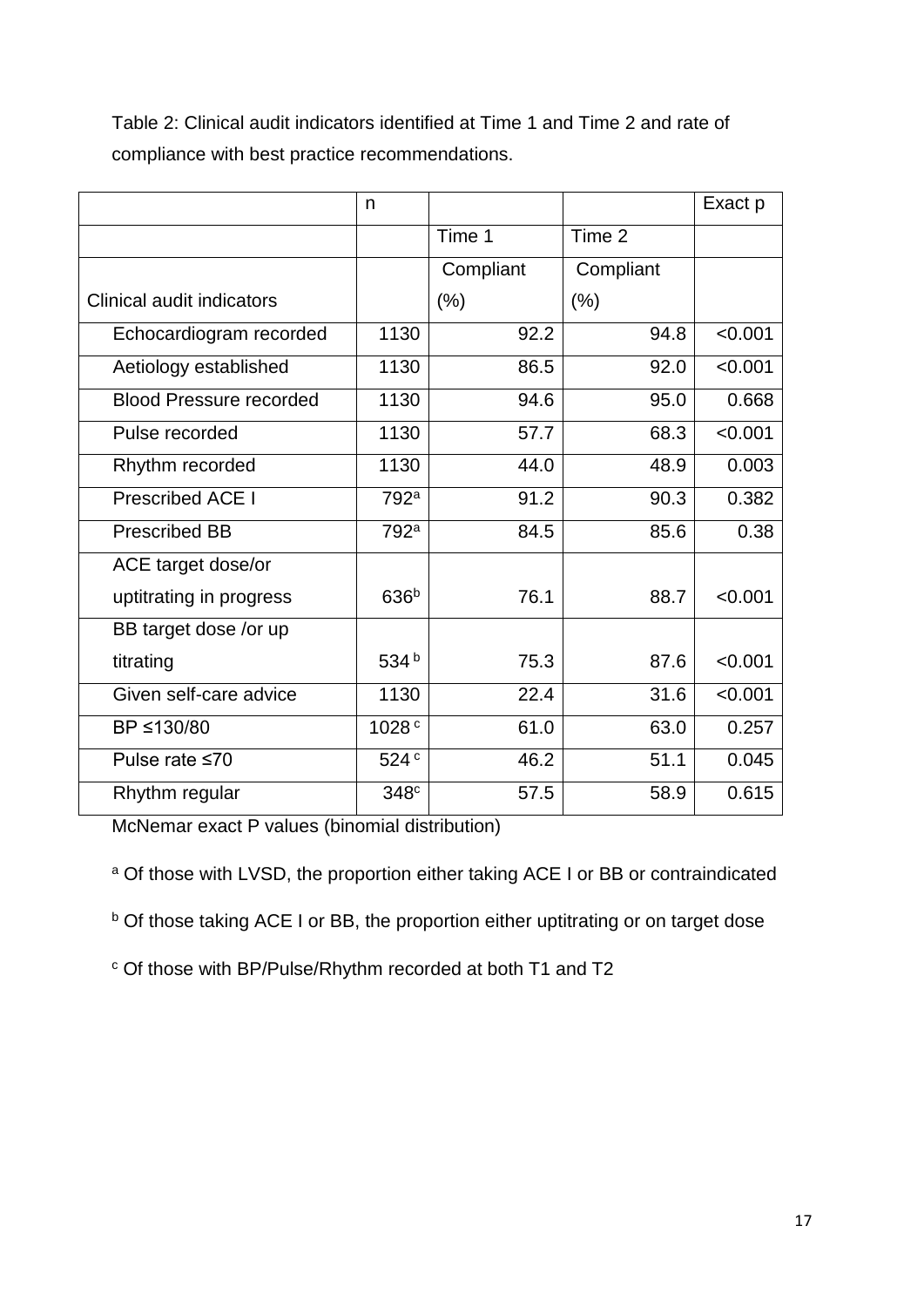Table 2: Clinical audit indicators identified at Time 1 and Time 2 and rate of compliance with best practice recommendations.

| | n | | | Exact p |
|---|---|---|---|---|
| | | Time 1 | Time 2 | |
| Clinical audit indicators | | Compliant (%) | Compliant (%) | |
| Echocardiogram recorded | 1130 | 92.2 | 94.8 | <0.001 |
| Aetiology established | 1130 | 86.5 | 92.0 | <0.001 |
| Blood Pressure recorded | 1130 | 94.6 | 95.0 | 0.668 |
| Pulse recorded | 1130 | 57.7 | 68.3 | <0.001 |
| Rhythm recorded | 1130 | 44.0 | 48.9 | 0.003 |
| Prescribed ACE I | 792[a] | 91.2 | 90.3 | 0.382 |
| Prescribed BB | 792[a] | 84.5 | 85.6 | 0.38 |
| ACE target dose/or uptitrating in progress | 636[b] | 76.1 | 88.7 | <0.001 |
| BB target dose /or up titrating | 534[b] | 75.3 | 87.6 | <0.001 |
| Given self-care advice | 1130 | 22.4 | 31.6 | <0.001 |
| BP ≤130/80 | 1028[c] | 61.0 | 63.0 | 0.257 |
| Pulse rate ≤70 | 524[c] | 46.2 | 51.1 | 0.045 |
| Rhythm regular | 348[c] | 57.5 | 58.9 | 0.615 |

McNemar exact P values (binomial distribution)

[a] Of those with LVSD, the proportion either taking ACE I or BB or contraindicated

[b] Of those taking ACE I or BB, the proportion either uptitrating or on target dose

[c] Of those with BP/Pulse/Rhythm recorded at both T1 and T2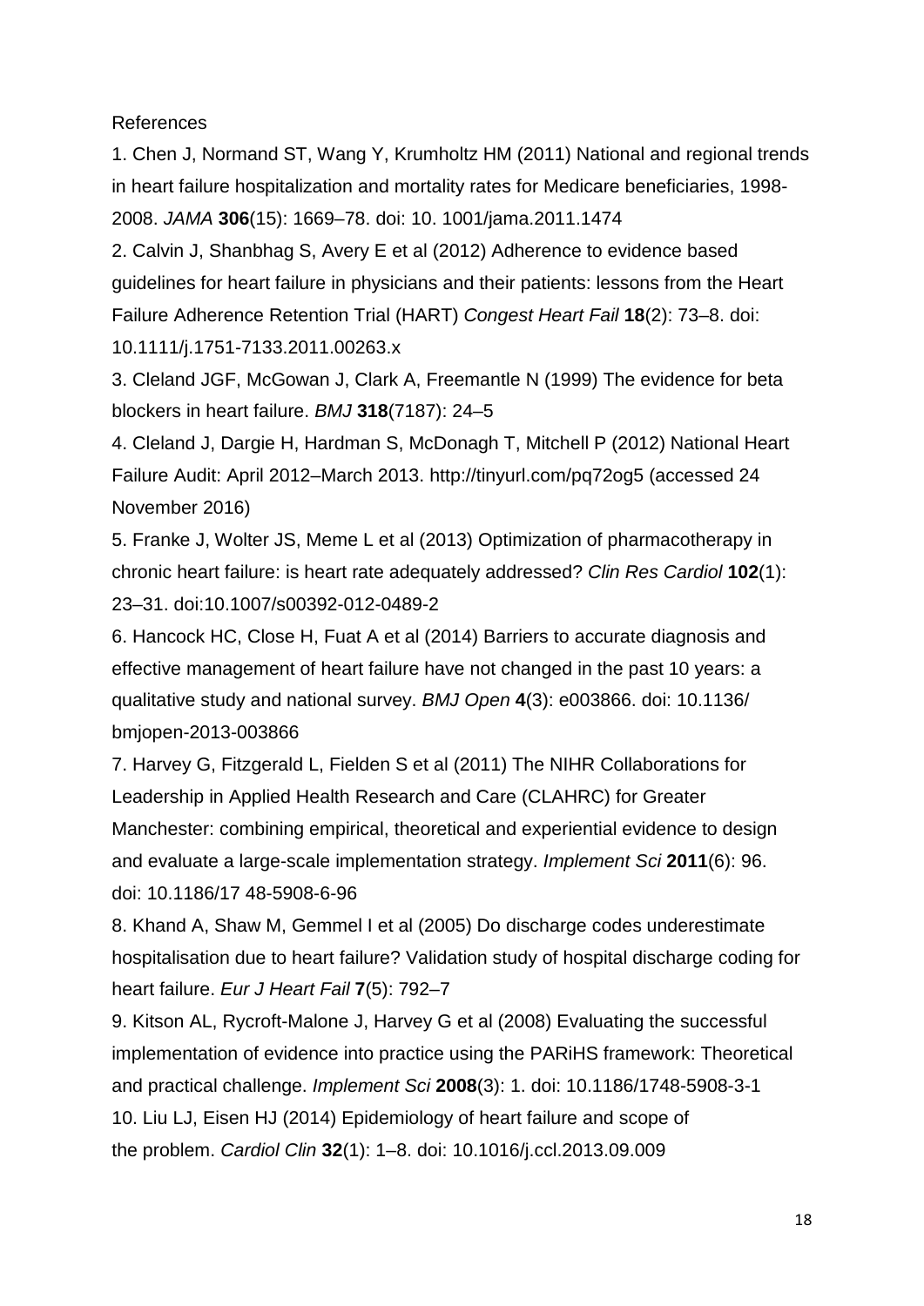References

1. Chen J, Normand ST, Wang Y, Krumholtz HM (2011) National and regional trends in heart failure hospitalization and mortality rates for Medicare beneficiaries, 1998-2008. *JAMA* **306**(15): 1669–78. doi: 10. 1001/jama.2011.1474

2. Calvin J, Shanbhag S, Avery E et al (2012) Adherence to evidence based guidelines for heart failure in physicians and their patients: lessons from the Heart Failure Adherence Retention Trial (HART) *Congest Heart Fail* **18**(2): 73–8. doi: 10.1111/j.1751-7133.2011.00263.x

3. Cleland JGF, McGowan J, Clark A, Freemantle N (1999) The evidence for beta blockers in heart failure. *BMJ* **318**(7187): 24–5

4. Cleland J, Dargie H, Hardman S, McDonagh T, Mitchell P (2012) National Heart Failure Audit: April 2012–March 2013. http://tinyurl.com/pq72og5 (accessed 24 November 2016)

5. Franke J, Wolter JS, Meme L et al (2013) Optimization of pharmacotherapy in chronic heart failure: is heart rate adequately addressed? *Clin Res Cardiol* **102**(1): 23–31. doi:10.1007/s00392-012-0489-2

6. Hancock HC, Close H, Fuat A et al (2014) Barriers to accurate diagnosis and effective management of heart failure have not changed in the past 10 years: a qualitative study and national survey. *BMJ Open* **4**(3): e003866. doi: 10.1136/ bmjopen-2013-003866

7. Harvey G, Fitzgerald L, Fielden S et al (2011) The NIHR Collaborations for Leadership in Applied Health Research and Care (CLAHRC) for Greater Manchester: combining empirical, theoretical and experiential evidence to design and evaluate a large-scale implementation strategy. *Implement Sci* **2011**(6): 96. doi: 10.1186/17 48-5908-6-96

8. Khand A, Shaw M, Gemmel I et al (2005) Do discharge codes underestimate hospitalisation due to heart failure? Validation study of hospital discharge coding for heart failure. *Eur J Heart Fail* **7**(5): 792–7

9. Kitson AL, Rycroft-Malone J, Harvey G et al (2008) Evaluating the successful implementation of evidence into practice using the PARiHS framework: Theoretical and practical challenge. *Implement Sci* **2008**(3): 1. doi: 10.1186/1748-5908-3-1

10. Liu LJ, Eisen HJ (2014) Epidemiology of heart failure and scope of the problem. *Cardiol Clin* **32**(1): 1–8. doi: 10.1016/j.ccl.2013.09.009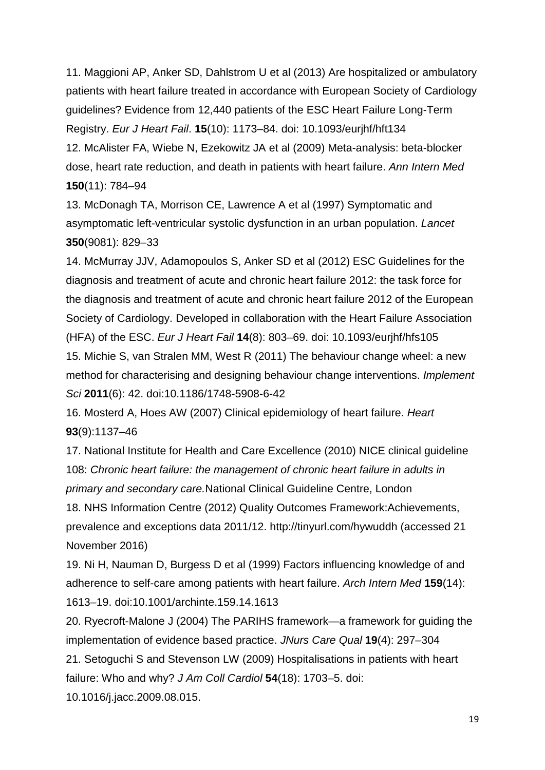11. Maggioni AP, Anker SD, Dahlstrom U et al (2013) Are hospitalized or ambulatory patients with heart failure treated in accordance with European Society of Cardiology guidelines? Evidence from 12,440 patients of the ESC Heart Failure Long-Term Registry. *Eur J Heart Fail*. **15**(10): 1173–84. doi: 10.1093/eurjhf/hft134

12. McAlister FA, Wiebe N, Ezekowitz JA et al (2009) Meta-analysis: beta-blocker dose, heart rate reduction, and death in patients with heart failure. *Ann Intern Med* **150**(11): 784–94

13. McDonagh TA, Morrison CE, Lawrence A et al (1997) Symptomatic and asymptomatic left-ventricular systolic dysfunction in an urban population. *Lancet* **350**(9081): 829–33

14. McMurray JJV, Adamopoulos S, Anker SD et al (2012) ESC Guidelines for the diagnosis and treatment of acute and chronic heart failure 2012: the task force for the diagnosis and treatment of acute and chronic heart failure 2012 of the European Society of Cardiology. Developed in collaboration with the Heart Failure Association (HFA) of the ESC. *Eur J Heart Fail* **14**(8): 803–69. doi: 10.1093/eurjhf/hfs105

15. Michie S, van Stralen MM, West R (2011) The behaviour change wheel: a new method for characterising and designing behaviour change interventions. *Implement Sci* **2011**(6): 42. doi:10.1186/1748-5908-6-42

16. Mosterd A, Hoes AW (2007) Clinical epidemiology of heart failure. *Heart* **93**(9):1137–46

17. National Institute for Health and Care Excellence (2010) NICE clinical guideline 108: *Chronic heart failure: the management of chronic heart failure in adults in primary and secondary care.*National Clinical Guideline Centre, London

18. NHS Information Centre (2012) Quality Outcomes Framework:Achievements, prevalence and exceptions data 2011/12. http://tinyurl.com/hywuddh (accessed 21 November 2016)

19. Ni H, Nauman D, Burgess D et al (1999) Factors influencing knowledge of and adherence to self-care among patients with heart failure. *Arch Intern Med* **159**(14): 1613–19. doi:10.1001/archinte.159.14.1613

20. Ryecroft-Malone J (2004) The PARIHS framework—a framework for guiding the implementation of evidence based practice. *JNurs Care Qual* **19**(4): 297–304

21. Setoguchi S and Stevenson LW (2009) Hospitalisations in patients with heart failure: Who and why? *J Am Coll Cardiol* **54**(18): 1703–5. doi: 10.1016/j.jacc.2009.08.015.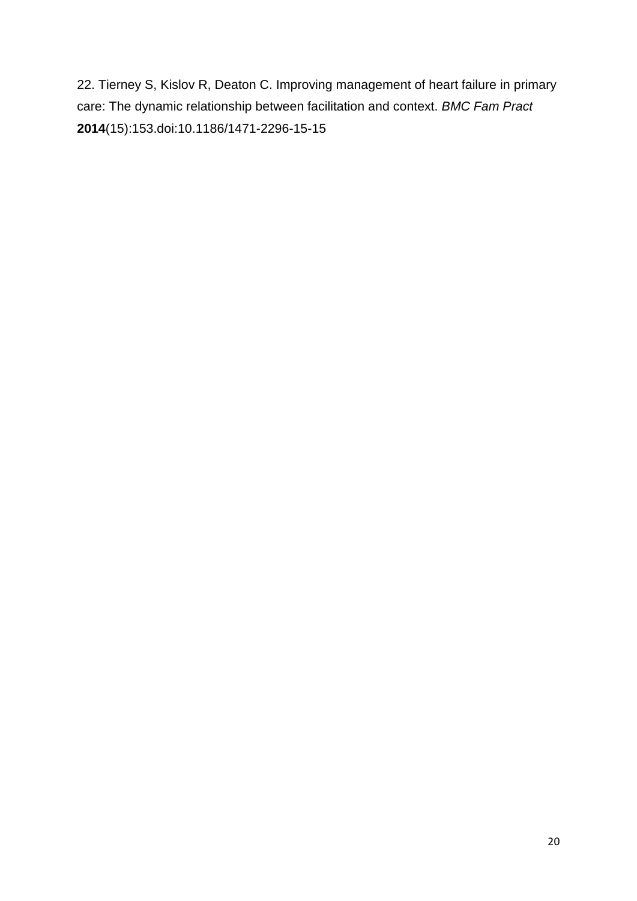22. Tierney S, Kislov R, Deaton C. Improving management of heart failure in primary care: The dynamic relationship between facilitation and context. *BMC Fam Pract* **2014**(15):153.doi:10.1186/1471-2296-15-15